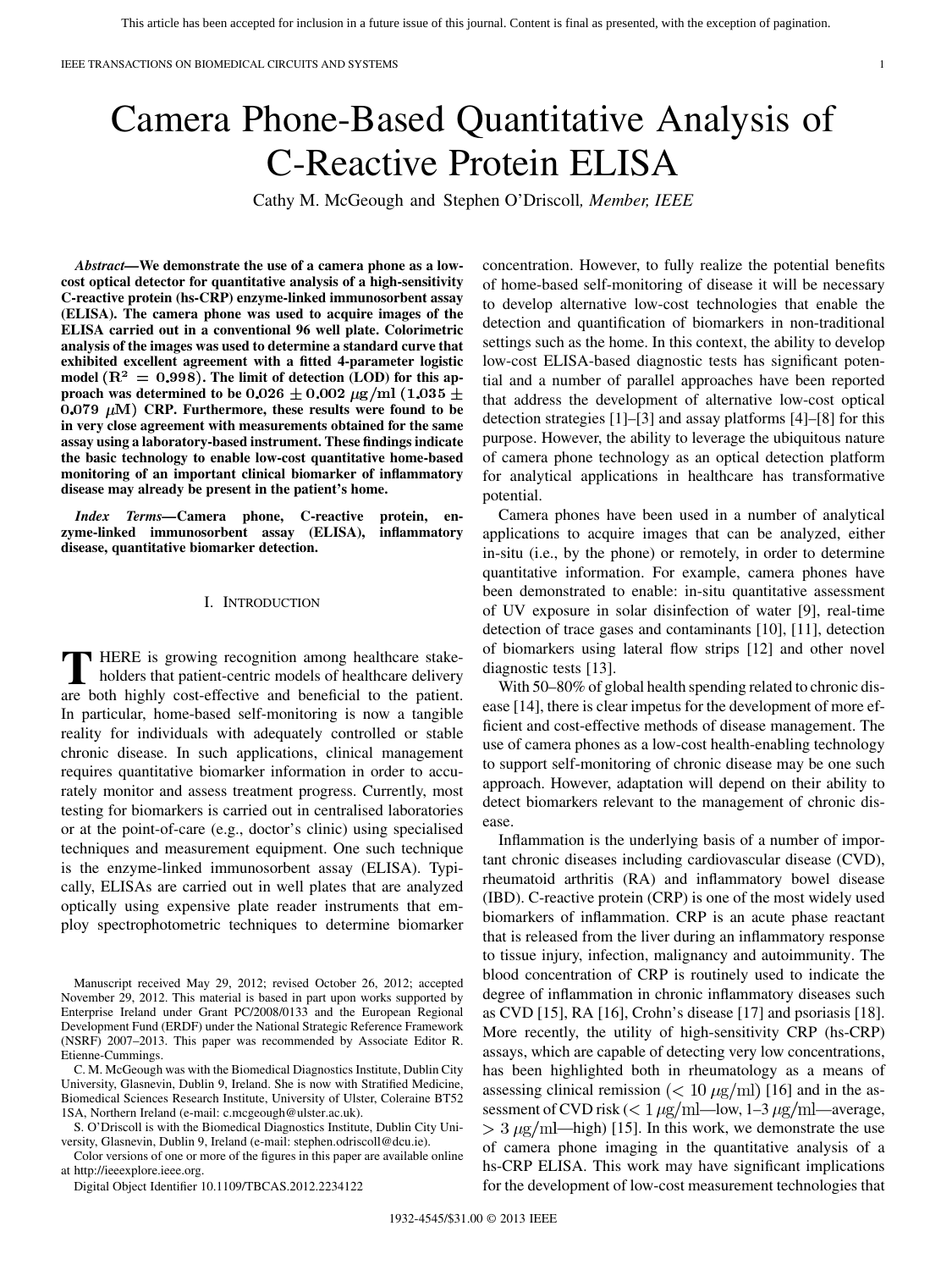# Camera Phone-Based Quantitative Analysis of C-Reactive Protein ELISA

Cathy M. McGeough and Stephen O'Driscoll, *Member, IEEE*

***Abstract*—We demonstrate the use of a camera phone as a low-cost optical detector for quantitative analysis of a high-sensitivity C-reactive protein (hs-CRP) enzyme-linked immunosorbent assay (ELISA). The camera phone was used to acquire images of the ELISA carried out in a conventional 96 well plate. Colorimetric analysis of the images was used to determine a standard curve that exhibited excellent agreement with a fitted 4-parameter logistic model ($R^2 = 0.998$). The limit of detection (LOD) for this approach was determined to be $0.026 \pm 0.002\ \mu g/ml$ ($1.035 \pm 0.079\ \mu M$) CRP. Furthermore, these results were found to be in very close agreement with measurements obtained for the same assay using a laboratory-based instrument. These findings indicate the basic technology to enable low-cost quantitative home-based monitoring of an important clinical biomarker of inflammatory disease may already be present in the patient's home.**

***Index Terms*—Camera phone, C-reactive protein, enzyme-linked immunosorbent assay (ELISA), inflammatory disease, quantitative biomarker detection.**

## I. Introduction

THERE is growing recognition among healthcare stakeholders that patient-centric models of healthcare delivery are both highly cost-effective and beneficial to the patient. In particular, home-based self-monitoring is now a tangible reality for individuals with adequately controlled or stable chronic disease. In such applications, clinical management requires quantitative biomarker information in order to accurately monitor and assess treatment progress. Currently, most testing for biomarkers is carried out in centralised laboratories or at the point-of-care (e.g., doctor's clinic) using specialised techniques and measurement equipment. One such technique is the enzyme-linked immunosorbent assay (ELISA). Typically, ELISAs are carried out in well plates that are analyzed optically using expensive plate reader instruments that employ spectrophotometric techniques to determine biomarker concentration. However, to fully realize the potential benefits of home-based self-monitoring of disease it will be necessary to develop alternative low-cost technologies that enable the detection and quantification of biomarkers in non-traditional settings such as the home. In this context, the ability to develop low-cost ELISA-based diagnostic tests has significant potential and a number of parallel approaches have been reported that address the development of alternative low-cost optical detection strategies [1]–[3] and assay platforms [4]–[8] for this purpose. However, the ability to leverage the ubiquitous nature of camera phone technology as an optical detection platform for analytical applications in healthcare has transformative potential.

Camera phones have been used in a number of analytical applications to acquire images that can be analyzed, either in-situ (i.e., by the phone) or remotely, in order to determine quantitative information. For example, camera phones have been demonstrated to enable: in-situ quantitative assessment of UV exposure in solar disinfection of water [9], real-time detection of trace gases and contaminants [10], [11], detection of biomarkers using lateral flow strips [12] and other novel diagnostic tests [13].

With 50–80% of global health spending related to chronic disease [14], there is clear impetus for the development of more efficient and cost-effective methods of disease management. The use of camera phones as a low-cost health-enabling technology to support self-monitoring of chronic disease may be one such approach. However, adaptation will depend on their ability to detect biomarkers relevant to the management of chronic disease.

Inflammation is the underlying basis of a number of important chronic diseases including cardiovascular disease (CVD), rheumatoid arthritis (RA) and inflammatory bowel disease (IBD). C-reactive protein (CRP) is one of the most widely used biomarkers of inflammation. CRP is an acute phase reactant that is released from the liver during an inflammatory response to tissue injury, infection, malignancy and autoimmunity. The blood concentration of CRP is routinely used to indicate the degree of inflammation in chronic inflammatory diseases such as CVD [15], RA [16], Crohn's disease [17] and psoriasis [18]. More recently, the utility of high-sensitivity CRP (hs-CRP) assays, which are capable of detecting very low concentrations, has been highlighted both in rheumatology as a means of assessing clinical remission ($< 10\ \mu g/ml$) [16] and in the assessment of CVD risk ($< 1\ \mu g/ml$—low, 1–3 $\mu g/ml$—average, $> 3\ \mu g/ml$—high) [15]. In this work, we demonstrate the use of camera phone imaging in the quantitative analysis of a hs-CRP ELISA. This work may have significant implications for the development of low-cost measurement technologies that

---

Manuscript received May 29, 2012; revised October 26, 2012; accepted November 29, 2012. This material is based in part upon works supported by Enterprise Ireland under Grant PC/2008/0133 and the European Regional Development Fund (ERDF) under the National Strategic Reference Framework (NSRF) 2007–2013. This paper was recommended by Associate Editor R. Etienne-Cummings.

C. M. McGeough was with the Biomedical Diagnostics Institute, Dublin City University, Glasnevin, Dublin 9, Ireland. She is now with Stratified Medicine, Biomedical Sciences Research Institute, University of Ulster, Coleraine BT52 1SA, Northern Ireland (e-mail: c.mcgeough@ulster.ac.uk).

S. O'Driscoll is with the Biomedical Diagnostics Institute, Dublin City University, Glasnevin, Dublin 9, Ireland (e-mail: stephen.odriscoll@dcu.ie).

Color versions of one or more of the figures in this paper are available online at http://ieeexplore.ieee.org.

Digital Object Identifier 10.1109/TBCAS.2012.2234122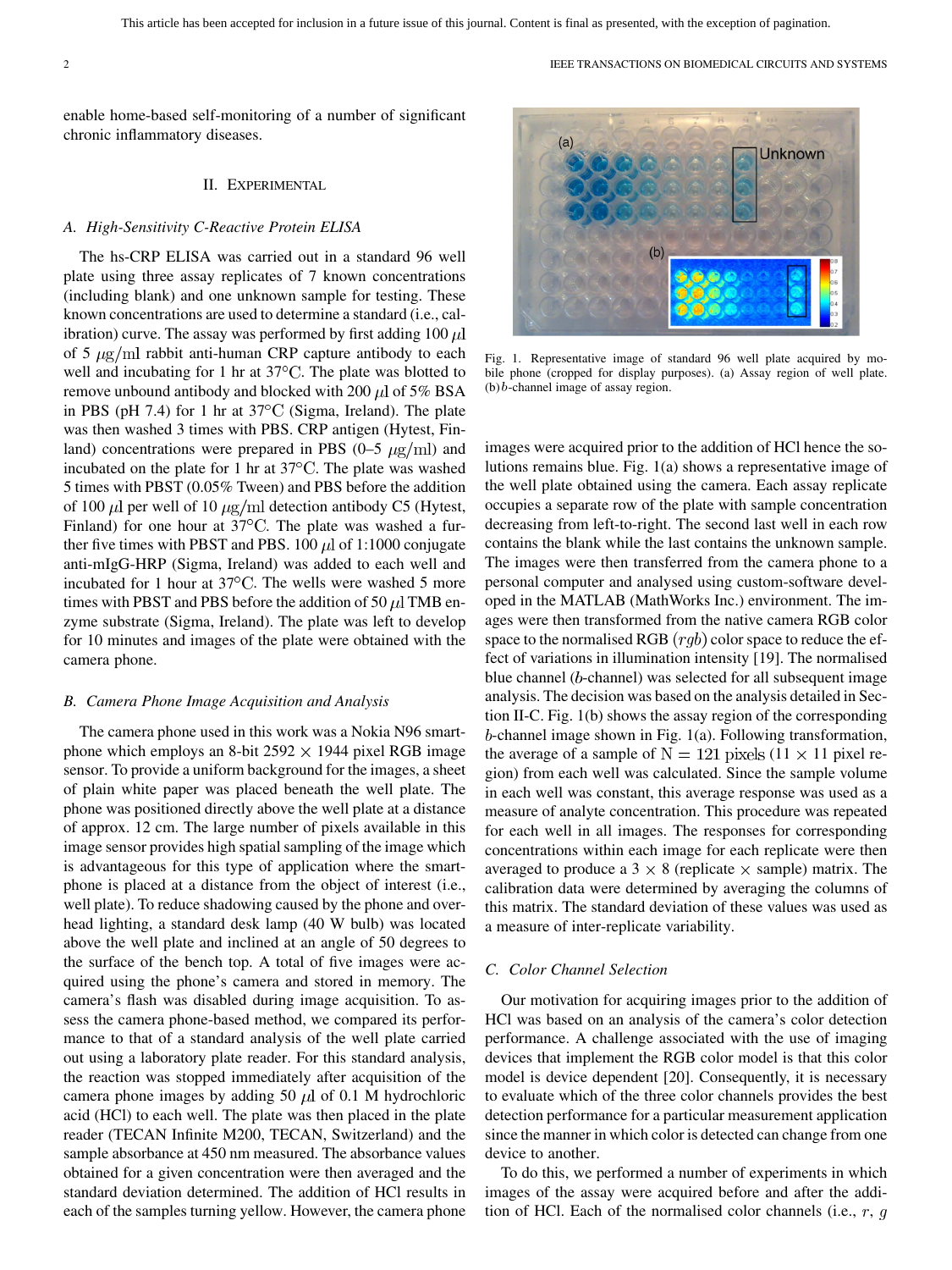enable home-based self-monitoring of a number of significant chronic inflammatory diseases.

## II. Experimental

### A. High-Sensitivity C-Reactive Protein ELISA

The hs-CRP ELISA was carried out in a standard 96 well plate using three assay replicates of 7 known concentrations (including blank) and one unknown sample for testing. These known concentrations are used to determine a standard (i.e., calibration) curve. The assay was performed by first adding 100 $\mu$l of 5 $\mu\mathrm{g/ml}$ rabbit anti-human CRP capture antibody to each well and incubating for 1 hr at 37°C. The plate was blotted to remove unbound antibody and blocked with 200 $\mu$l of 5% BSA in PBS (pH 7.4) for 1 hr at 37°C (Sigma, Ireland). The plate was then washed 3 times with PBS. CRP antigen (Hytest, Finland) concentrations were prepared in PBS (0–5 $\mu\mathrm{g/ml}$) and incubated on the plate for 1 hr at 37°C. The plate was washed 5 times with PBST (0.05% Tween) and PBS before the addition of 100 $\mu$l per well of 10 $\mu\mathrm{g/ml}$ detection antibody C5 (Hytest, Finland) for one hour at 37°C. The plate was washed a further five times with PBST and PBS. 100 $\mu$l of 1:1000 conjugate anti-mIgG-HRP (Sigma, Ireland) was added to each well and incubated for 1 hour at 37°C. The wells were washed 5 more times with PBST and PBS before the addition of 50 $\mu$l TMB enzyme substrate (Sigma, Ireland). The plate was left to develop for 10 minutes and images of the plate were obtained with the camera phone.

### B. Camera Phone Image Acquisition and Analysis

The camera phone used in this work was a Nokia N96 smartphone which employs an 8-bit 2592 $\times$ 1944 pixel RGB image sensor. To provide a uniform background for the images, a sheet of plain white paper was placed beneath the well plate. The phone was positioned directly above the well plate at a distance of approx. 12 cm. The large number of pixels available in this image sensor provides high spatial sampling of the image which is advantageous for this type of application where the smartphone is placed at a distance from the object of interest (i.e., well plate). To reduce shadowing caused by the phone and overhead lighting, a standard desk lamp (40 W bulb) was located above the well plate and inclined at an angle of 50 degrees to the surface of the bench top. A total of five images were acquired using the phone's camera and stored in memory. The camera's flash was disabled during image acquisition. To assess the camera phone-based method, we compared its performance to that of a standard analysis of the well plate carried out using a laboratory plate reader. For this standard analysis, the reaction was stopped immediately after acquisition of the camera phone images by adding 50 $\mu$l of 0.1 M hydrochloric acid (HCl) to each well. The plate was then placed in the plate reader (TECAN Infinite M200, TECAN, Switzerland) and the sample absorbance at 450 nm measured. The absorbance values obtained for a given concentration were then averaged and the standard deviation determined. The addition of HCl results in each of the samples turning yellow. However, the camera phone images were acquired prior to the addition of HCl hence the solutions remains blue. Fig. 1(a) shows a representative image of the well plate obtained using the camera. Each assay replicate occupies a separate row of the plate with sample concentration decreasing from left-to-right. The second last well in each row contains the blank while the last contains the unknown sample. The images were then transferred from the camera phone to a personal computer and analysed using custom-software developed in the MATLAB (MathWorks Inc.) environment. The images were then transformed from the native camera RGB color space to the normalised RGB $(rgb)$ color space to reduce the effect of variations in illumination intensity [19]. The normalised blue channel ($b$-channel) was selected for all subsequent image analysis. The decision was based on the analysis detailed in Section II-C. Fig. 1(b) shows the assay region of the corresponding $b$-channel image shown in Fig. 1(a). Following transformation, the average of a sample of $\mathrm{N} = 121$ pixels ($11 \times 11$ pixel region) from each well was calculated. Since the sample volume in each well was constant, this average response was used as a measure of analyte concentration. This procedure was repeated for each well in all images. The responses for corresponding concentrations within each image for each replicate were then averaged to produce a $3 \times 8$ (replicate $\times$ sample) matrix. The calibration data were determined by averaging the columns of this matrix. The standard deviation of these values was used as a measure of inter-replicate variability.

Fig. 1. Representative image of standard 96 well plate acquired by mobile phone (cropped for display purposes). (a) Assay region of well plate. (b) $b$-channel image of assay region.

### C. Color Channel Selection

Our motivation for acquiring images prior to the addition of HCl was based on an analysis of the camera's color detection performance. A challenge associated with the use of imaging devices that implement the RGB color model is that this color model is device dependent [20]. Consequently, it is necessary to evaluate which of the three color channels provides the best detection performance for a particular measurement application since the manner in which color is detected can change from one device to another.

To do this, we performed a number of experiments in which images of the assay were acquired before and after the addition of HCl. Each of the normalised color channels (i.e., $r$, $g$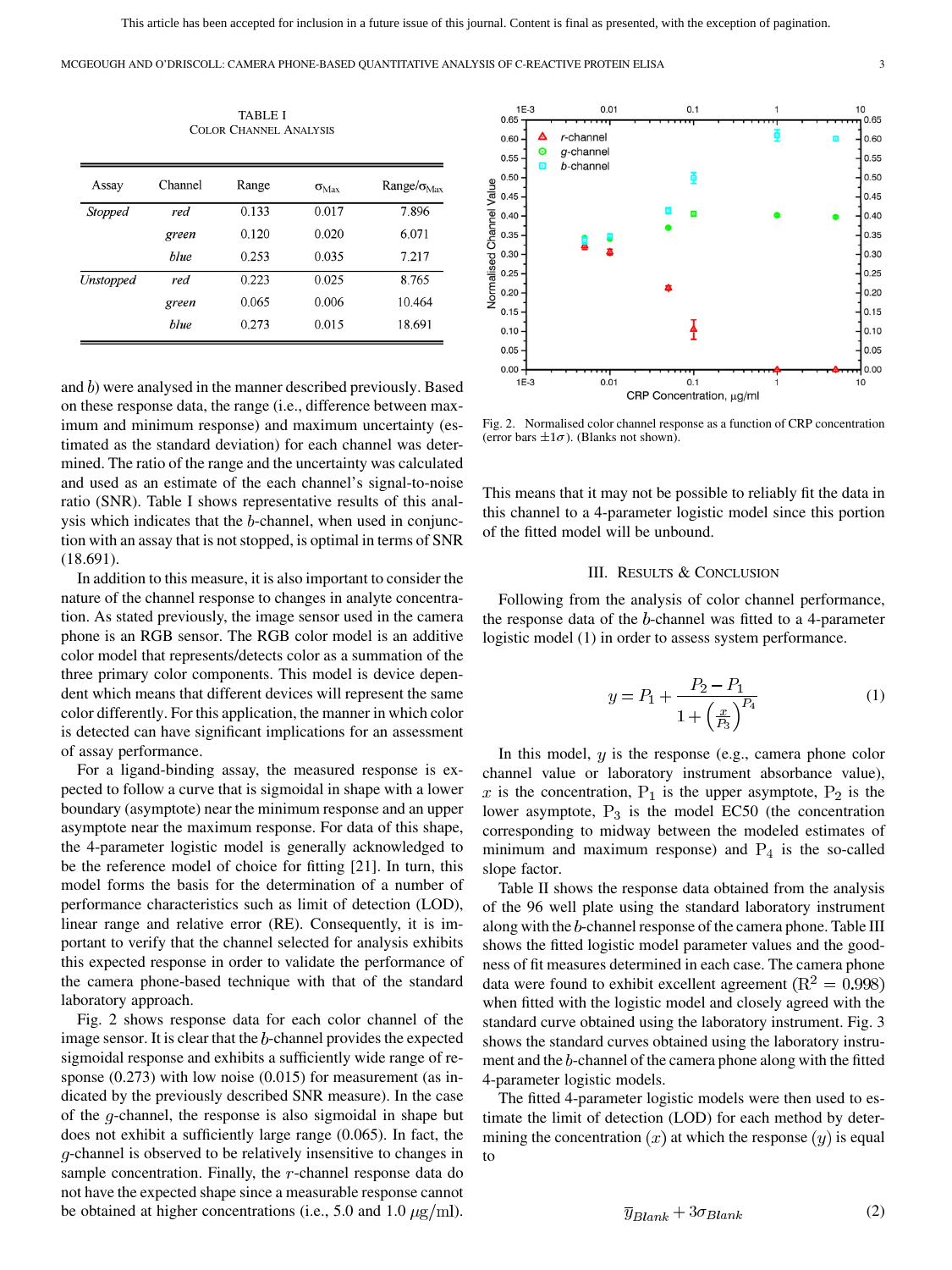TABLE I
COLOR CHANNEL ANALYSIS

| Assay | Channel | Range | $\sigma_{Max}$ | Range/$\sigma_{Max}$ |
|---|---|---|---|---|
| *Stopped* | *red* | 0.133 | 0.017 | 7.896 |
| | *green* | 0.120 | 0.020 | 6.071 |
| | *blue* | 0.253 | 0.035 | 7.217 |
| *Unstopped* | *red* | 0.223 | 0.025 | 8.765 |
| | *green* | 0.065 | 0.006 | 10.464 |
| | *blue* | 0.273 | 0.015 | 18.691 |

and $b$) were analysed in the manner described previously. Based on these response data, the range (i.e., difference between maximum and minimum response) and maximum uncertainty (estimated as the standard deviation) for each channel was determined. The ratio of the range and the uncertainty was calculated and used as an estimate of the each channel's signal-to-noise ratio (SNR). Table I shows representative results of this analysis which indicates that the $b$-channel, when used in conjunction with an assay that is not stopped, is optimal in terms of SNR (18.691).

In addition to this measure, it is also important to consider the nature of the channel response to changes in analyte concentration. As stated previously, the image sensor used in the camera phone is an RGB sensor. The RGB color model is an additive color model that represents/detects color as a summation of the three primary color components. This model is device dependent which means that different devices will represent the same color differently. For this application, the manner in which color is detected can have significant implications for an assessment of assay performance.

For a ligand-binding assay, the measured response is expected to follow a curve that is sigmoidal in shape with a lower boundary (asymptote) near the minimum response and an upper asymptote near the maximum response. For data of this shape, the 4-parameter logistic model is generally acknowledged to be the reference model of choice for fitting [21]. In turn, this model forms the basis for the determination of a number of performance characteristics such as limit of detection (LOD), linear range and relative error (RE). Consequently, it is important to verify that the channel selected for analysis exhibits this expected response in order to validate the performance of the camera phone-based technique with that of the standard laboratory approach.

Fig. 2 shows response data for each color channel of the image sensor. It is clear that the $b$-channel provides the expected sigmoidal response and exhibits a sufficiently wide range of response (0.273) with low noise (0.015) for measurement (as indicated by the previously described SNR measure). In the case of the $g$-channel, the response is also sigmoidal in shape but does not exhibit a sufficiently large range (0.065). In fact, the $g$-channel is observed to be relatively insensitive to changes in sample concentration. Finally, the $r$-channel response data do not have the expected shape since a measurable response cannot be obtained at higher concentrations (i.e., 5.0 and 1.0 $\mu$g/ml).

Fig. 2. Normalised color channel response as a function of CRP concentration (error bars $\pm 1\sigma$). (Blanks not shown).

This means that it may not be possible to reliably fit the data in this channel to a 4-parameter logistic model since this portion of the fitted model will be unbound.

## III. Results & Conclusion

Following from the analysis of color channel performance, the response data of the $b$-channel was fitted to a 4-parameter logistic model (1) in order to assess system performance.

$$y = P_1 + \frac{P_2 - P_1}{1 + \left(\frac{x}{P_3}\right)^{P_4}} \tag{1}$$

In this model, $y$ is the response (e.g., camera phone color channel value or laboratory instrument absorbance value), $x$ is the concentration, $P_1$ is the upper asymptote, $P_2$ is the lower asymptote, $P_3$ is the model EC50 (the concentration corresponding to midway between the modeled estimates of minimum and maximum response) and $P_4$ is the so-called slope factor.

Table II shows the response data obtained from the analysis of the 96 well plate using the standard laboratory instrument along with the $b$-channel response of the camera phone. Table III shows the fitted logistic model parameter values and the goodness of fit measures determined in each case. The camera phone data were found to exhibit excellent agreement ($R^2 = 0.998$) when fitted with the logistic model and closely agreed with the standard curve obtained using the laboratory instrument. Fig. 3 shows the standard curves obtained using the laboratory instrument and the $b$-channel of the camera phone along with the fitted 4-parameter logistic models.

The fitted 4-parameter logistic models were then used to estimate the limit of detection (LOD) for each method by determining the concentration $(x)$ at which the response $(y)$ is equal to

$$\overline{y}_{Blank} + 3\sigma_{Blank} \tag{2}$$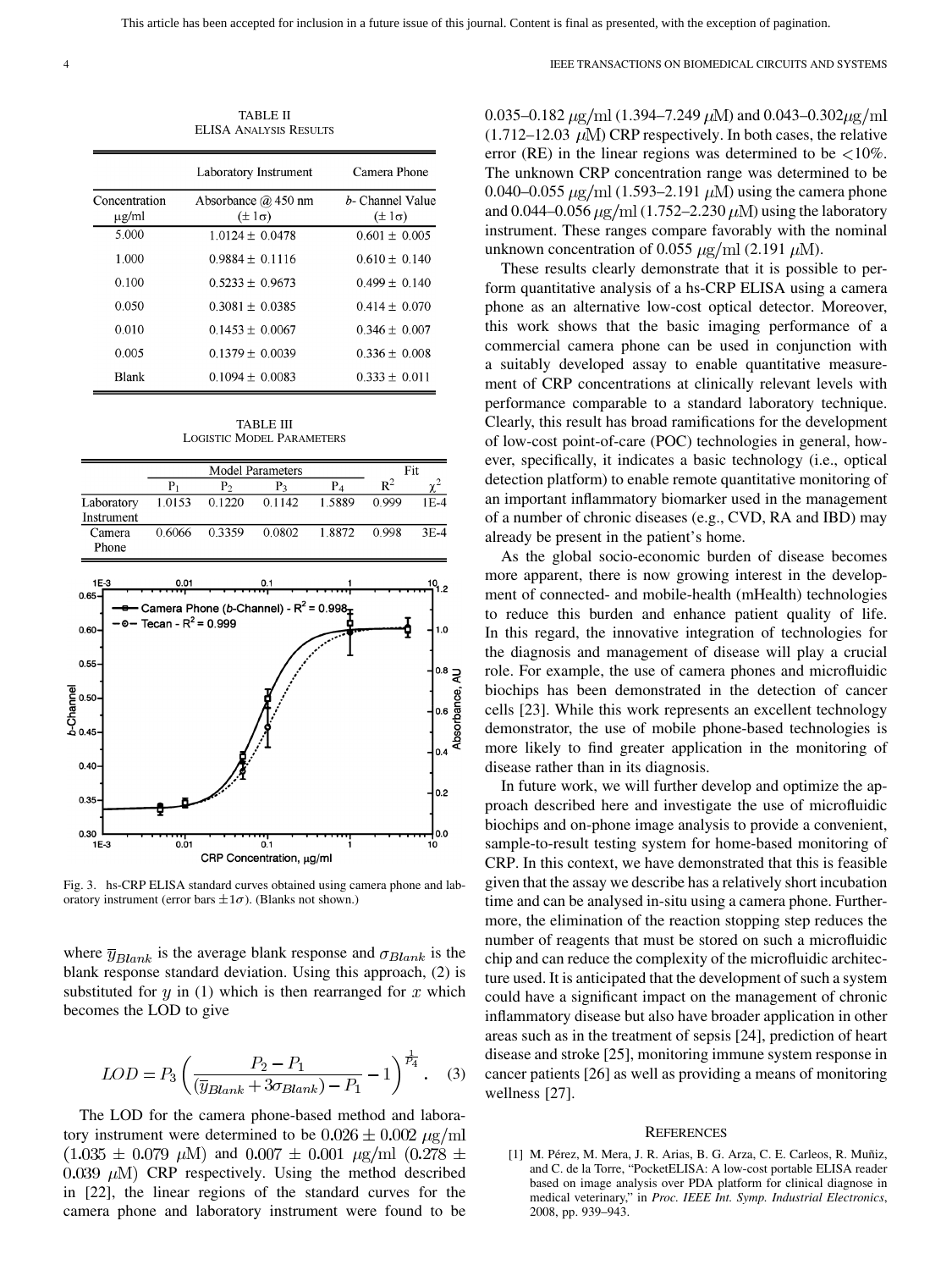TABLE II
ELISA ANALYSIS RESULTS

| | Laboratory Instrument | Camera Phone |
|---|---|---|
| Concentration $\mu$g/ml | Absorbance @ 450 nm ($\pm 1\sigma$) | *b*- Channel Value ($\pm 1\sigma$) |
| 5.000 | $1.0124 \pm 0.0478$ | $0.601 \pm 0.005$ |
| 1.000 | $0.9884 \pm 0.1116$ | $0.610 \pm 0.140$ |
| 0.100 | $0.5233 \pm 0.9673$ | $0.499 \pm 0.140$ |
| 0.050 | $0.3081 \pm 0.0385$ | $0.414 \pm 0.070$ |
| 0.010 | $0.1453 \pm 0.0067$ | $0.346 \pm 0.007$ |
| 0.005 | $0.1379 \pm 0.0039$ | $0.336 \pm 0.008$ |
| Blank | $0.1094 \pm 0.0083$ | $0.333 \pm 0.011$ |

TABLE III
LOGISTIC MODEL PARAMETERS

| | Model Parameters | | | | Fit | |
|---|---|---|---|---|---|---|
| | $P_1$ | $P_2$ | $P_3$ | $P_4$ | $R^2$ | $\chi^2$ |
| Laboratory Instrument | 1.0153 | 0.1220 | 0.1142 | 1.5889 | 0.999 | 1E-4 |
| Camera Phone | 0.6066 | 0.3359 | 0.0802 | 1.8872 | 0.998 | 3E-4 |

Camera Phone (*b*-Channel) - $R^2$ = 0.998
Tecan - $R^2$ = 0.999

Fig. 3. hs-CRP ELISA standard curves obtained using camera phone and laboratory instrument (error bars $\pm 1\sigma$). (Blanks not shown.)

where $\overline{y}_{Blank}$ is the average blank response and $\sigma_{Blank}$ is the blank response standard deviation. Using this approach, (2) is substituted for $y$ in (1) which is then rearranged for $x$ which becomes the LOD to give

$$LOD = P_3 \left( \frac{P_2 - P_1}{(\overline{y}_{Blank} + 3\sigma_{Blank}) - P_1} - 1 \right)^{\frac{1}{P_4}}. \quad (3)$$

The LOD for the camera phone-based method and laboratory instrument were determined to be $0.026 \pm 0.002$ $\mu$g/ml $(1.035 \pm 0.079$ $\mu$M) and $0.007 \pm 0.001$ $\mu$g/ml $(0.278 \pm 0.039$ $\mu$M) CRP respectively. Using the method described in [22], the linear regions of the standard curves for the camera phone and laboratory instrument were found to be 0.035–0.182 $\mu$g/ml (1.394–7.249 $\mu$M) and 0.043–0.302$\mu$g/ml (1.712–12.03 $\mu$M) CRP respectively. In both cases, the relative error (RE) in the linear regions was determined to be $<10\%$. The unknown CRP concentration range was determined to be 0.040–0.055 $\mu$g/ml (1.593–2.191 $\mu$M) using the camera phone and 0.044–0.056 $\mu$g/ml (1.752–2.230 $\mu$M) using the laboratory instrument. These ranges compare favorably with the nominal unknown concentration of 0.055 $\mu$g/ml (2.191 $\mu$M).

These results clearly demonstrate that it is possible to perform quantitative analysis of a hs-CRP ELISA using a camera phone as an alternative low-cost optical detector. Moreover, this work shows that the basic imaging performance of a commercial camera phone can be used in conjunction with a suitably developed assay to enable quantitative measurement of CRP concentrations at clinically relevant levels with performance comparable to a standard laboratory technique. Clearly, this result has broad ramifications for the development of low-cost point-of-care (POC) technologies in general, however, specifically, it indicates a basic technology (i.e., optical detection platform) to enable remote quantitative monitoring of an important inflammatory biomarker used in the management of a number of chronic diseases (e.g., CVD, RA and IBD) may already be present in the patient's home.

As the global socio-economic burden of disease becomes more apparent, there is now growing interest in the development of connected- and mobile-health (mHealth) technologies to reduce this burden and enhance patient quality of life. In this regard, the innovative integration of technologies for the diagnosis and management of disease will play a crucial role. For example, the use of camera phones and microfluidic biochips has been demonstrated in the detection of cancer cells [23]. While this work represents an excellent technology demonstrator, the use of mobile phone-based technologies is more likely to find greater application in the monitoring of disease rather than in its diagnosis.

In future work, we will further develop and optimize the approach described here and investigate the use of microfluidic biochips and on-phone image analysis to provide a convenient, sample-to-result testing system for home-based monitoring of CRP. In this context, we have demonstrated that this is feasible given that the assay we describe has a relatively short incubation time and can be analysed in-situ using a camera phone. Furthermore, the elimination of the reaction stopping step reduces the number of reagents that must be stored on such a microfluidic chip and can reduce the complexity of the microfluidic architecture used. It is anticipated that the development of such a system could have a significant impact on the management of chronic inflammatory disease but also have broader application in other areas such as in the treatment of sepsis [24], prediction of heart disease and stroke [25], monitoring immune system response in cancer patients [26] as well as providing a means of monitoring wellness [27].

## REFERENCES

[1] M. Pérez, M. Mera, J. R. Arias, B. G. Arza, C. E. Carleos, R. Muñiz, and C. de la Torre, "PocketELISA: A low-cost portable ELISA reader based on image analysis over PDA platform for clinical diagnose in medical veterinary," in *Proc. IEEE Int. Symp. Industrial Electronics*, 2008, pp. 939–943.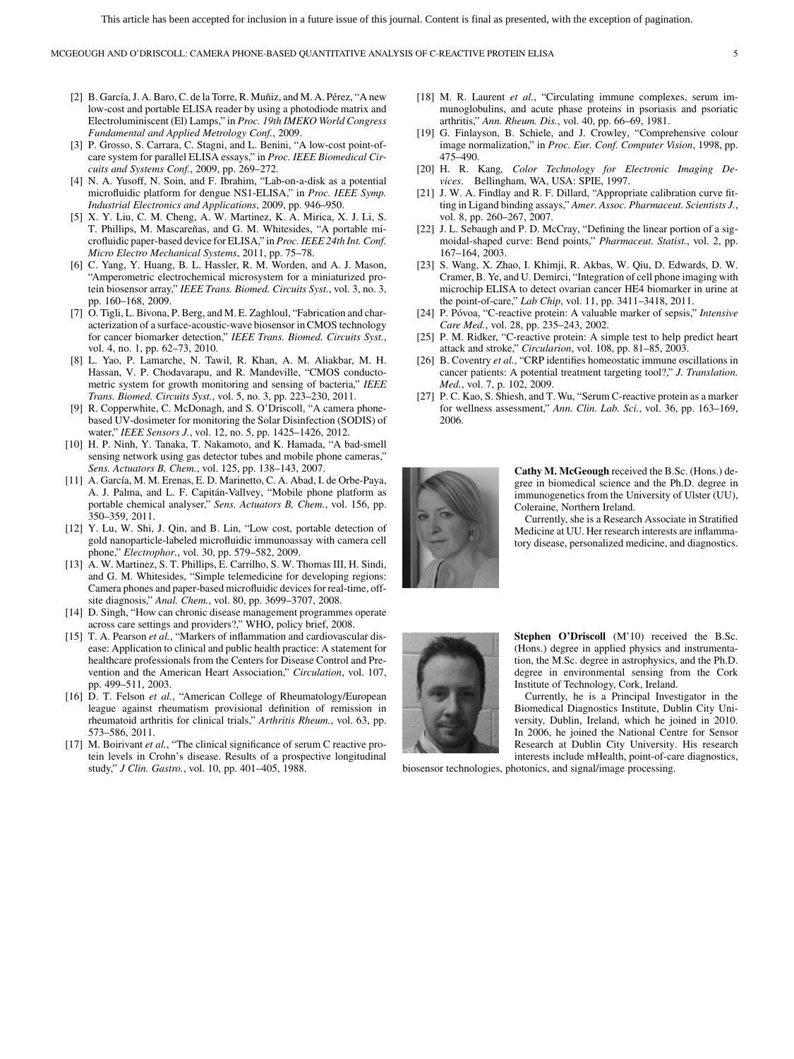[2] B. García, J. A. Baro, C. de la Torre, R. Muñiz, and M. A. Pérez, "A new low-cost and portable ELISA reader by using a photodiode matrix and Electroluminiscent (El) Lamps," in *Proc. 19th IMEKO World Congress Fundamental and Applied Metrology Conf.*, 2009.

[3] P. Grosso, S. Carrara, C. Stagni, and L. Benini, "A low-cost point-of-care system for parallel ELISA essays," in *Proc. IEEE Biomedical Circuits and Systems Conf.*, 2009, pp. 269–272.

[4] N. A. Yusoff, N. Soin, and F. Ibrahim, "Lab-on-a-disk as a potential microfluidic platform for dengue NS1-ELISA," in *Proc. IEEE Symp. Industrial Electronics and Applications*, 2009, pp. 946–950.

[5] X. Y. Liu, C. M. Cheng, A. W. Martinez, K. A. Mirica, X. J. Li, S. T. Phillips, M. Mascareñas, and G. M. Whitesides, "A portable microfluidic paper-based device for ELISA," in *Proc. IEEE 24th Int. Conf. Micro Electro Mechanical Systems*, 2011, pp. 75–78.

[6] C. Yang, Y. Huang, B. L. Hassler, R. M. Worden, and A. J. Mason, "Amperometric electrochemical microsystem for a miniaturized protein biosensor array," *IEEE Trans. Biomed. Circuits Syst.*, vol. 3, no. 3, pp. 160–168, 2009.

[7] O. Tigli, L. Bivona, P. Berg, and M. E. Zaghloul, "Fabrication and characterization of a surface-acoustic-wave biosensor in CMOS technology for cancer biomarker detection," *IEEE Trans. Biomed. Circuits Syst.*, vol. 4, no. 1, pp. 62–73, 2010.

[8] L. Yao, P. Lamarche, N. Tawil, R. Khan, A. M. Aliakbar, M. H. Hassan, V. P. Chodavarapu, and R. Mandeville, "CMOS conductometric system for growth monitoring and sensing of bacteria," *IEEE Trans. Biomed. Circuits Syst.*, vol. 5, no. 3, pp. 223–230, 2011.

[9] R. Copperwhite, C. McDonagh, and S. O'Driscoll, "A camera phone-based UV-dosimeter for monitoring the Solar Disinfection (SODIS) of water," *IEEE Sensors J.*, vol. 12, no. 5, pp. 1425–1426, 2012.

[10] H. P. Ninh, Y. Tanaka, T. Nakamoto, and K. Hamada, "A bad-smell sensing network using gas detector tubes and mobile phone cameras," *Sens. Actuators B, Chem.*, vol. 125, pp. 138–143, 2007.

[11] A. García, M. M. Erenas, E. D. Marinetto, C. A. Abad, I. de Orbe-Paya, A. J. Palma, and L. F. Capitán-Vallvey, "Mobile phone platform as portable chemical analyser," *Sens. Actuators B, Chem.*, vol. 156, pp. 350–359, 2011.

[12] Y. Lu, W. Shi, J. Qin, and B. Lin, "Low cost, portable detection of gold nanoparticle-labeled microfluidic immunoassay with camera cell phone," *Electrophor.*, vol. 30, pp. 579–582, 2009.

[13] A. W. Martinez, S. T. Phillips, E. Carrilho, S. W. Thomas III, H. Sindi, and G. M. Whitesides, "Simple telemedicine for developing regions: Camera phones and paper-based microfluidic devices for real-time, off-site diagnosis," *Anal. Chem.*, vol. 80, pp. 3699–3707, 2008.

[14] D. Singh, "How can chronic disease management programmes operate across care settings and providers?," WHO, policy brief, 2008.

[15] T. A. Pearson *et al.*, "Markers of inflammation and cardiovascular disease: Application to clinical and public health practice: A statement for healthcare professionals from the Centers for Disease Control and Prevention and the American Heart Association," *Circulation*, vol. 107, pp. 499–511, 2003.

[16] D. T. Felson *et al.*, "American College of Rheumatology/European league against rheumatism provisional definition of remission in rheumatoid arthritis for clinical trials," *Arthritis Rheum.*, vol. 63, pp. 573–586, 2011.

[17] M. Boirivant *et al.*, "The clinical significance of serum C reactive protein levels in Crohn's disease. Results of a prospective longitudinal study," *J Clin. Gastro.*, vol. 10, pp. 401–405, 1988.

[18] M. R. Laurent *et al.*, "Circulating immune complexes, serum immunoglobulins, and acute phase proteins in psoriasis and psoriatic arthritis," *Ann. Rheum. Dis.*, vol. 40, pp. 66–69, 1981.

[19] G. Finlayson, B. Schiele, and J. Crowley, "Comprehensive colour image normalization," in *Proc. Eur. Conf. Computer Vision*, 1998, pp. 475–490.

[20] H. R. Kang, *Color Technology for Electronic Imaging Devices*. Bellingham, WA, USA: SPIE, 1997.

[21] J. W. A. Findlay and R. F. Dillard, "Appropriate calibration curve fitting in Ligand binding assays," *Amer. Assoc. Pharmaceut. Scientists J.*, vol. 8, pp. 260–267, 2007.

[22] J. L. Sebaugh and P. D. McCray, "Defining the linear portion of a sigmoidal-shaped curve: Bend points," *Pharmaceut. Statist.*, vol. 2, pp. 167–164, 2003.

[23] S. Wang, X. Zhao, I. Khimji, R. Akbas, W. Qiu, D. Edwards, D. W. Cramer, B. Ye, and U. Demirci, "Integration of cell phone imaging with microchip ELISA to detect ovarian cancer HE4 biomarker in urine at the point-of-care," *Lab Chip*, vol. 11, pp. 3411–3418, 2011.

[24] P. Póvoa, "C-reactive protein: A valuable marker of sepsis," *Intensive Care Med.*, vol. 28, pp. 235–243, 2002.

[25] P. M. Ridker, "C-reactive protein: A simple test to help predict heart attack and stroke," *Circularion*, vol. 108, pp. 81–85, 2003.

[26] B. Coventry *et al.*, "CRP identifies homeostatic immune oscillations in cancer patients: A potential treatment targeting tool?," *J. Translation. Med.*, vol. 7, p. 102, 2009.

[27] P. C. Kao, S. Shiesh, and T. Wu, "Serum C-reactive protein as a marker for wellness assessment," *Ann. Clin. Lab. Sci.*, vol. 36, pp. 163–169, 2006.

**Cathy M. McGeough** received the B.Sc. (Hons.) degree in biomedical science and the Ph.D. degree in immunogenetics from the University of Ulster (UU), Coleraine, Northern Ireland.

Currently, she is a Research Associate in Stratified Medicine at UU. Her research interests are inflammatory disease, personalized medicine, and diagnostics.

**Stephen O'Driscoll** (M'10) received the B.Sc. (Hons.) degree in applied physics and instrumentation, the M.Sc. degree in astrophysics, and the Ph.D. degree in environmental sensing from the Cork Institute of Technology, Cork, Ireland.

Currently, he is a Principal Investigator in the Biomedical Diagnostics Institute, Dublin City University, Dublin, Ireland, which he joined in 2010. In 2006, he joined the National Centre for Sensor Research at Dublin City University. His research interests include mHealth, point-of-care diagnostics, biosensor technologies, photonics, and signal/image processing.